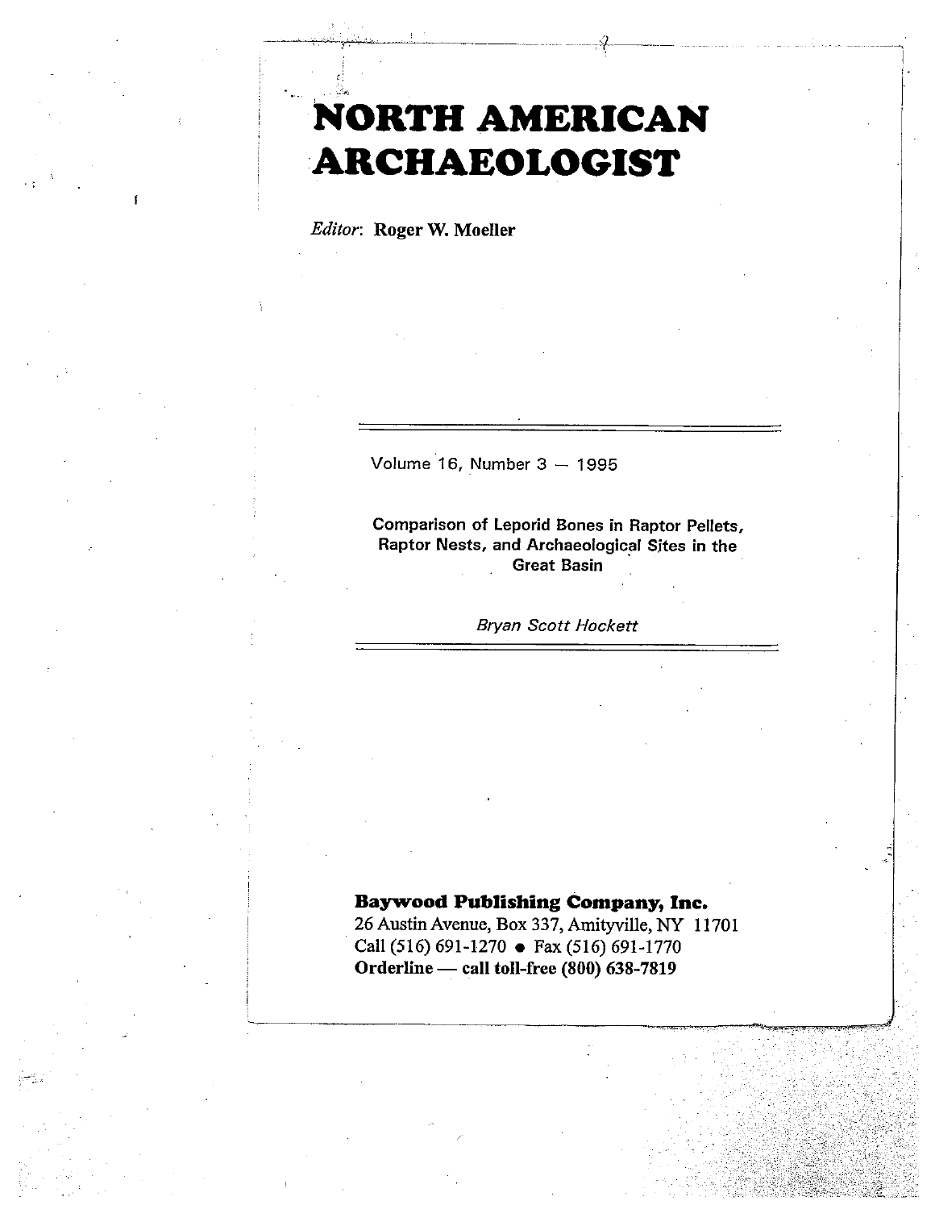# NORTH AMERICAN ARCHAEOLOGIST

*Editor*: **Roger W. Moeller**

---

Volume 16, Number 3 — 1995

**Comparison of Leporid Bones in Raptor Pellets, Raptor Nests, and Archaeological Sites in the Great Basin**

*Bryan Scott Hockett*

---

**Baywood Publishing Company, Inc.**
26 Austin Avenue, Box 337, Amityville, NY 11701
Call (516) 691-1270 • Fax (516) 691-1770
**Orderline — call toll-free (800) 638-7819**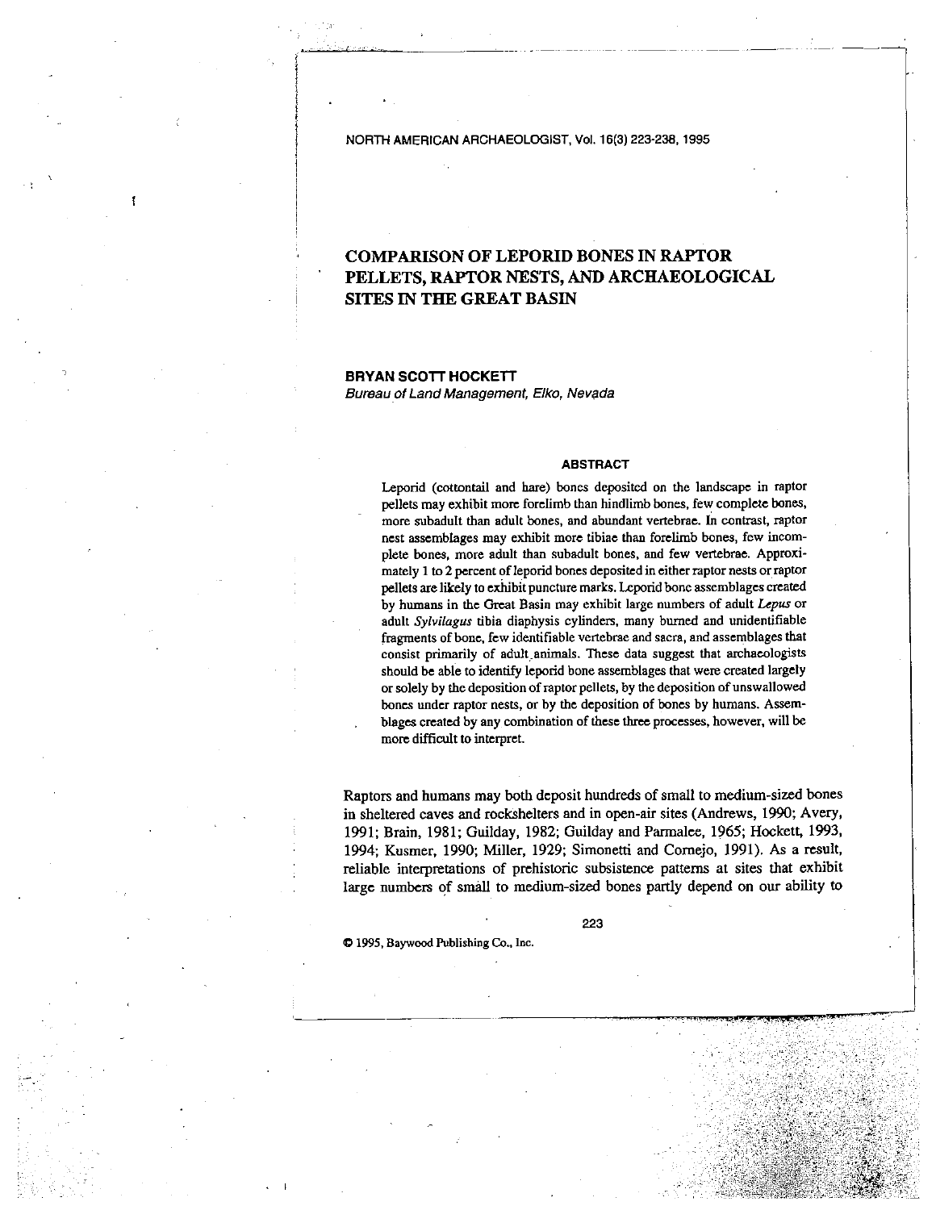# COMPARISON OF LEPORID BONES IN RAPTOR PELLETS, RAPTOR NESTS, AND ARCHAEOLOGICAL SITES IN THE GREAT BASIN

**BRYAN SCOTT HOCKETT**

*Bureau of Land Management, Elko, Nevada*

## ABSTRACT

Leporid (cottontail and hare) bones deposited on the landscape in raptor pellets may exhibit more forelimb than hindlimb bones, few complete bones, more subadult than adult bones, and abundant vertebrae. In contrast, raptor nest assemblages may exhibit more tibiae than forelimb bones, few incomplete bones, more adult than subadult bones, and few vertebrae. Approximately 1 to 2 percent of leporid bones deposited in either raptor nests or raptor pellets are likely to exhibit puncture marks. Leporid bone assemblages created by humans in the Great Basin may exhibit large numbers of adult *Lepus* or adult *Sylvilagus* tibia diaphysis cylinders, many burned and unidentifiable fragments of bone, few identifiable vertebrae and sacra, and assemblages that consist primarily of adult animals. These data suggest that archaeologists should be able to identify leporid bone assemblages that were created largely or solely by the deposition of raptor pellets, by the deposition of unswallowed bones under raptor nests, or by the deposition of bones by humans. Assemblages created by any combination of these three processes, however, will be more difficult to interpret.

Raptors and humans may both deposit hundreds of small to medium-sized bones in sheltered caves and rockshelters and in open-air sites (Andrews, 1990; Avery, 1991; Brain, 1981; Guilday, 1982; Guilday and Parmalee, 1965; Hockett, 1993, 1994; Kusmer, 1990; Miller, 1929; Simonetti and Cornejo, 1991). As a result, reliable interpretations of prehistoric subsistence patterns at sites that exhibit large numbers of small to medium-sized bones partly depend on our ability to

© 1995, Baywood Publishing Co., Inc.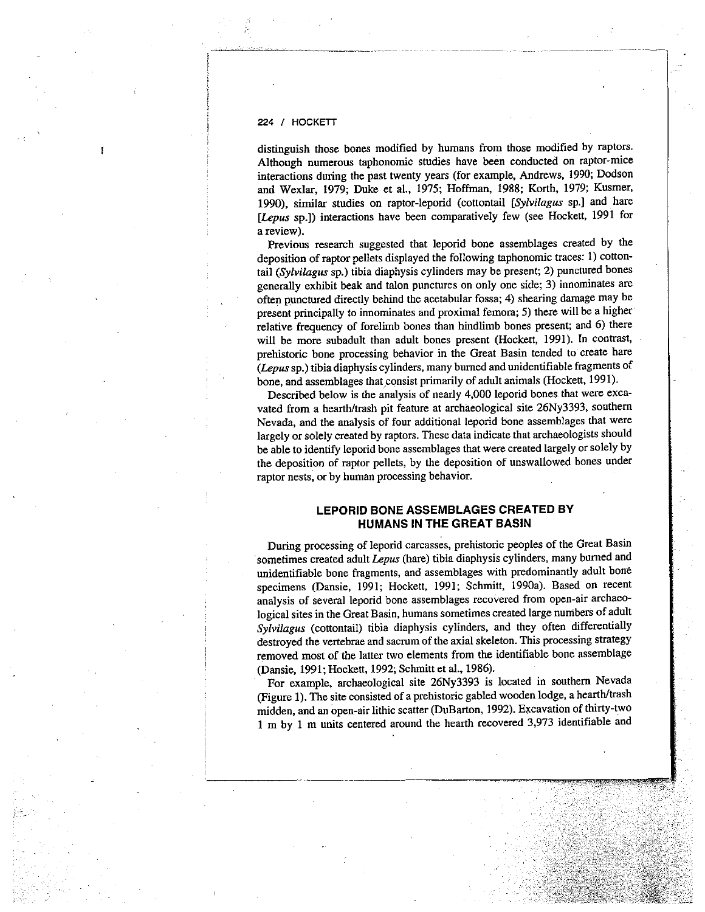distinguish those bones modified by humans from those modified by raptors. Although numerous taphonomic studies have been conducted on raptor-mice interactions during the past twenty years (for example, Andrews, 1990; Dodson and Wexlar, 1979; Duke et al., 1975; Hoffman, 1988; Korth, 1979; Kusmer, 1990), similar studies on raptor-leporid (cottontail [*Sylvilagus* sp.] and hare [*Lepus* sp.]) interactions have been comparatively few (see Hockett, 1991 for a review).

Previous research suggested that leporid bone assemblages created by the deposition of raptor pellets displayed the following taphonomic traces: 1) cottontail (*Sylvilagus* sp.) tibia diaphysis cylinders may be present; 2) punctured bones generally exhibit beak and talon punctures on only one side; 3) innominates are often punctured directly behind the acetabular fossa; 4) shearing damage may be present principally to innominates and proximal femora; 5) there will be a higher relative frequency of forelimb bones than hindlimb bones present; and 6) there will be more subadult than adult bones present (Hockett, 1991). In contrast, prehistoric bone processing behavior in the Great Basin tended to create hare (*Lepus* sp.) tibia diaphysis cylinders, many burned and unidentifiable fragments of bone, and assemblages that consist primarily of adult animals (Hockett, 1991).

Described below is the analysis of nearly 4,000 leporid bones that were excavated from a hearth/trash pit feature at archaeological site 26Ny3393, southern Nevada, and the analysis of four additional leporid bone assemblages that were largely or solely created by raptors. These data indicate that archaeologists should be able to identify leporid bone assemblages that were created largely or solely by the deposition of raptor pellets, by the deposition of unswallowed bones under raptor nests, or by human processing behavior.

## LEPORID BONE ASSEMBLAGES CREATED BY HUMANS IN THE GREAT BASIN

During processing of leporid carcasses, prehistoric peoples of the Great Basin sometimes created adult *Lepus* (hare) tibia diaphysis cylinders, many burned and unidentifiable bone fragments, and assemblages with predominantly adult bone specimens (Dansie, 1991; Hockett, 1991; Schmitt, 1990a). Based on recent analysis of several leporid bone assemblages recovered from open-air archaeological sites in the Great Basin, humans sometimes created large numbers of adult *Sylvilagus* (cottontail) tibia diaphysis cylinders, and they often differentially destroyed the vertebrae and sacrum of the axial skeleton. This processing strategy removed most of the latter two elements from the identifiable bone assemblage (Dansie, 1991; Hockett, 1992; Schmitt et al., 1986).

For example, archaeological site 26Ny3393 is located in southern Nevada (Figure 1). The site consisted of a prehistoric gabled wooden lodge, a hearth/trash midden, and an open-air lithic scatter (DuBarton, 1992). Excavation of thirty-two 1 m by 1 m units centered around the hearth recovered 3,973 identifiable and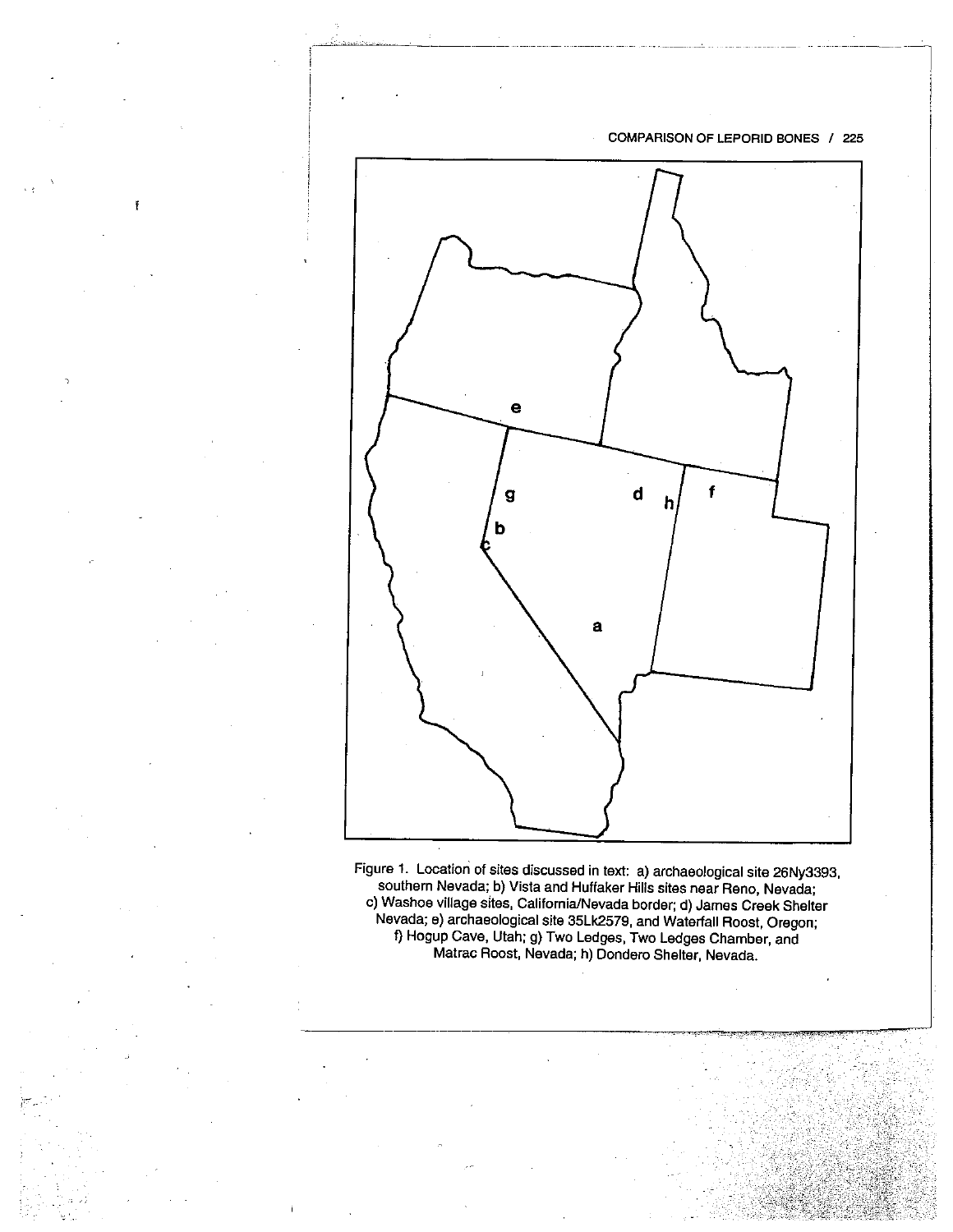Figure 1. Location of sites discussed in text: a) archaeological site 26Ny3393, southern Nevada; b) Vista and Huffaker Hills sites near Reno, Nevada; c) Washoe village sites, California/Nevada border; d) James Creek Shelter Nevada; e) archaeological site 35Lk2579, and Waterfall Roost, Oregon; f) Hogup Cave, Utah; g) Two Ledges, Two Ledges Chamber, and Matrac Roost, Nevada; h) Dondero Shelter, Nevada.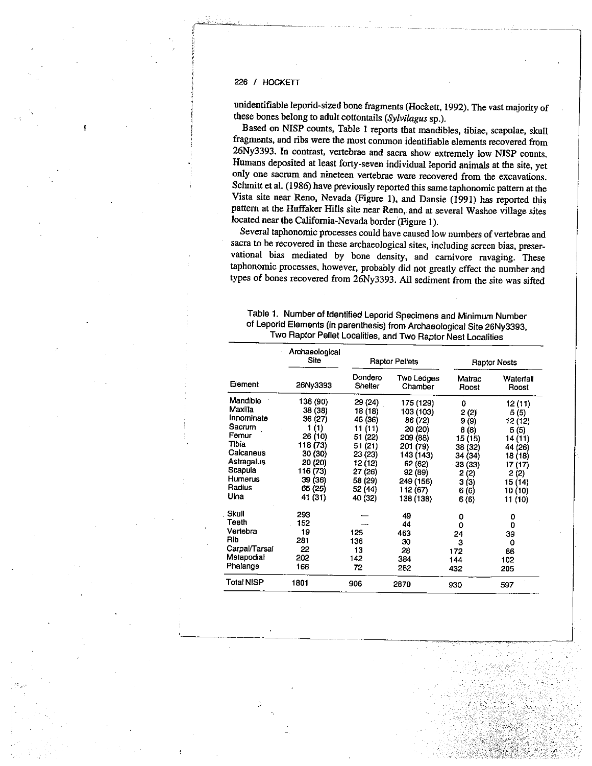unidentifiable leporid-sized bone fragments (Hockett, 1992). The vast majority of these bones belong to adult cottontails (*Sylvilagus* sp.).

Based on NISP counts, Table 1 reports that mandibles, tibiae, scapulae, skull fragments, and ribs were the most common identifiable elements recovered from 26Ny3393. In contrast, vertebrae and sacra show extremely low NISP counts. Humans deposited at least forty-seven individual leporid animals at the site, yet only one sacrum and nineteen vertebrae were recovered from the excavations. Schmitt et al. (1986) have previously reported this same taphonomic pattern at the Vista site near Reno, Nevada (Figure 1), and Dansie (1991) has reported this pattern at the Huffaker Hills site near Reno, and at several Washoe village sites located near the California-Nevada border (Figure 1).

Several taphonomic processes could have caused low numbers of vertebrae and sacra to be recovered in these archaeological sites, including screen bias, preservational bias mediated by bone density, and carnivore ravaging. These taphonomic processes, however, probably did not greatly effect the number and types of bones recovered from 26Ny3393. All sediment from the site was sifted

Table 1. Number of Identified Leporid Specimens and Minimum Number of Leporid Elements (in parenthesis) from Archaeological Site 26Ny3393, Two Raptor Pellet Localities, and Two Raptor Nest Localities

| | Archaeological Site | Raptor Pellets | | Raptor Nests | |
|---|---|---|---|---|---|
| Element | 26Ny3393 | Dondero Shelter | Two Ledges Chamber | Matrac Roost | Waterfall Roost |
| Mandible | 136 (90) | 29 (24) | 175 (129) | 0 | 12 (11) |
| Maxilla | 38 (38) | 18 (18) | 103 (103) | 2 (2) | 5 (5) |
| Innominate | 36 (27) | 46 (36) | 86 (72) | 9 (9) | 12 (12) |
| Sacrum | 1 (1) | 11 (11) | 20 (20) | 8 (8) | 5 (5) |
| Femur | 26 (10) | 51 (22) | 209 (88) | 15 (15) | 14 (11) |
| Tibia | 118 (73) | 51 (21) | 201 (79) | 38 (32) | 44 (26) |
| Calcaneus | 30 (30) | 23 (23) | 143 (143) | 34 (34) | 18 (18) |
| Astragalus | 20 (20) | 12 (12) | 62 (62) | 33 (33) | 17 (17) |
| Scapula | 116 (73) | 27 (26) | 92 (89) | 2 (2) | 2 (2) |
| Humerus | 39 (36) | 58 (29) | 249 (156) | 3 (3) | 15 (14) |
| Radius | 65 (25) | 52 (44) | 112 (67) | 6 (6) | 10 (10) |
| Ulna | 41 (31) | 40 (32) | 138 (138) | 6 (6) | 11 (10) |
| Skull | 293 | — | 49 | 0 | 0 |
| Teeth | 152 | — | 44 | 0 | 0 |
| Vertebra | 19 | 125 | 463 | 24 | 39 |
| Rib | 281 | 136 | 30 | 3 | 0 |
| Carpal/Tarsal | 22 | 13 | 28 | 172 | 86 |
| Metapodial | 202 | 142 | 384 | 144 | 102 |
| Phalange | 166 | 72 | 282 | 432 | 205 |
| Total NISP | 1801 | 906 | 2870 | 930 | 597 |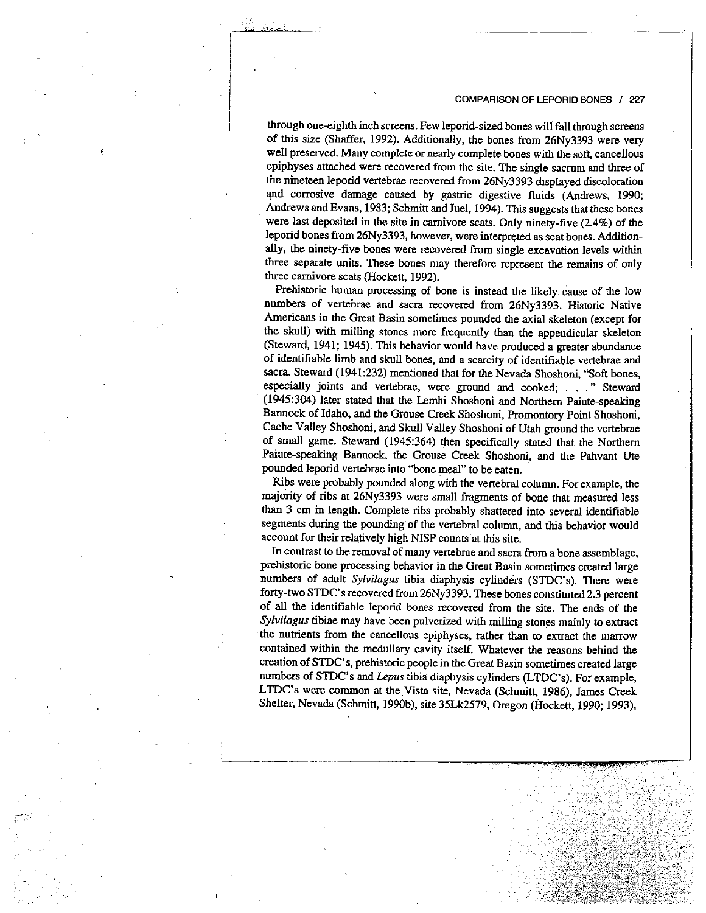through one-eighth inch screens. Few leporid-sized bones will fall through screens of this size (Shaffer, 1992). Additionally, the bones from 26Ny3393 were very well preserved. Many complete or nearly complete bones with the soft, cancellous epiphyses attached were recovered from the site. The single sacrum and three of the nineteen leporid vertebrae recovered from 26Ny3393 displayed discoloration and corrosive damage caused by gastric digestive fluids (Andrews, 1990; Andrews and Evans, 1983; Schmitt and Juel, 1994). This suggests that these bones were last deposited in the site in carnivore scats. Only ninety-five (2.4%) of the leporid bones from 26Ny3393, however, were interpreted as scat bones. Additionally, the ninety-five bones were recovered from single excavation levels within three separate units. These bones may therefore represent the remains of only three carnivore scats (Hockett, 1992).

Prehistoric human processing of bone is instead the likely cause of the low numbers of vertebrae and sacra recovered from 26Ny3393. Historic Native Americans in the Great Basin sometimes pounded the axial skeleton (except for the skull) with milling stones more frequently than the appendicular skeleton (Steward, 1941; 1945). This behavior would have produced a greater abundance of identifiable limb and skull bones, and a scarcity of identifiable vertebrae and sacra. Steward (1941:232) mentioned that for the Nevada Shoshoni, "Soft bones, especially joints and vertebrae, were ground and cooked; . . ." Steward (1945:304) later stated that the Lemhi Shoshoni and Northern Paiute-speaking Bannock of Idaho, and the Grouse Creek Shoshoni, Promontory Point Shoshoni, Cache Valley Shoshoni, and Skull Valley Shoshoni of Utah ground the vertebrae of small game. Steward (1945:364) then specifically stated that the Northern Paiute-speaking Bannock, the Grouse Creek Shoshoni, and the Pahvant Ute pounded leporid vertebrae into "bone meal" to be eaten.

Ribs were probably pounded along with the vertebral column. For example, the majority of ribs at 26Ny3393 were small fragments of bone that measured less than 3 cm in length. Complete ribs probably shattered into several identifiable segments during the pounding of the vertebral column, and this behavior would account for their relatively high NISP counts at this site.

In contrast to the removal of many vertebrae and sacra from a bone assemblage, prehistoric bone processing behavior in the Great Basin sometimes created large numbers of adult *Sylvilagus* tibia diaphysis cylinders (STDC's). There were forty-two STDC's recovered from 26Ny3393. These bones constituted 2.3 percent of all the identifiable leporid bones recovered from the site. The ends of the *Sylvilagus* tibiae may have been pulverized with milling stones mainly to extract the nutrients from the cancellous epiphyses, rather than to extract the marrow contained within the medullary cavity itself. Whatever the reasons behind the creation of STDC's, prehistoric people in the Great Basin sometimes created large numbers of STDC's and *Lepus* tibia diaphysis cylinders (LTDC's). For example, LTDC's were common at the Vista site, Nevada (Schmitt, 1986), James Creek Shelter, Nevada (Schmitt, 1990b), site 35Lk2579, Oregon (Hockett, 1990; 1993),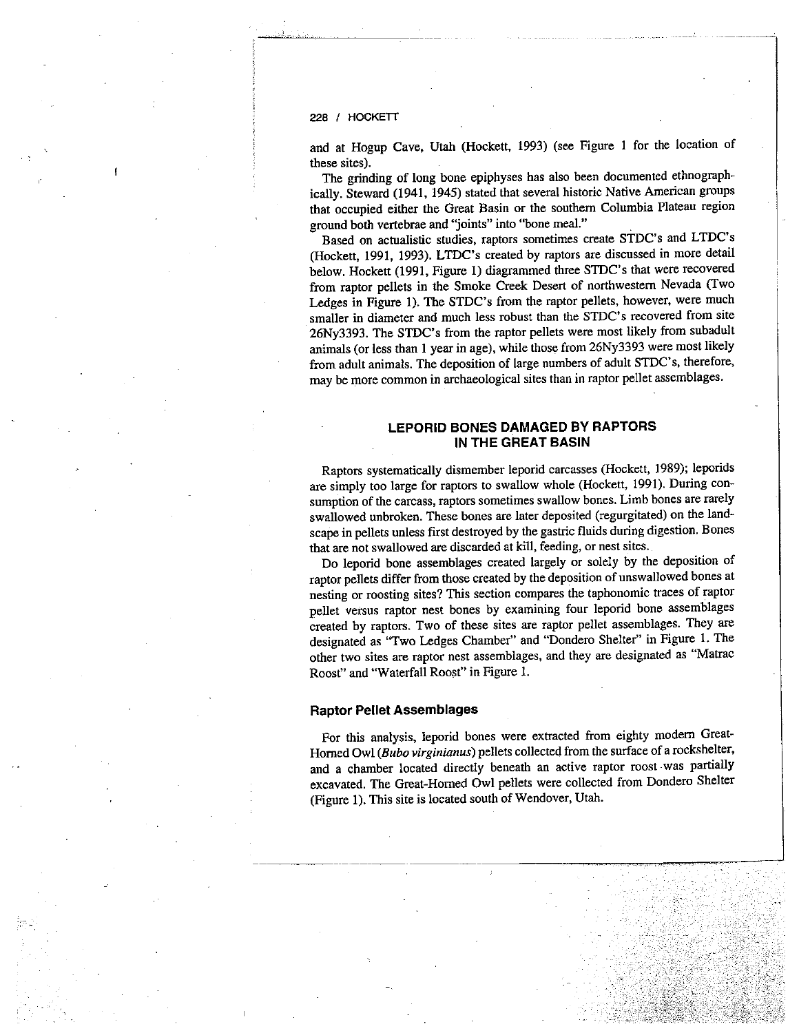and at Hogup Cave, Utah (Hockett, 1993) (see Figure 1 for the location of these sites).

The grinding of long bone epiphyses has also been documented ethnographically. Steward (1941, 1945) stated that several historic Native American groups that occupied either the Great Basin or the southern Columbia Plateau region ground both vertebrae and "joints" into "bone meal."

Based on actualistic studies, raptors sometimes create STDC's and LTDC's (Hockett, 1991, 1993). LTDC's created by raptors are discussed in more detail below. Hockett (1991, Figure 1) diagrammed three STDC's that were recovered from raptor pellets in the Smoke Creek Desert of northwestern Nevada (Two Ledges in Figure 1). The STDC's from the raptor pellets, however, were much smaller in diameter and much less robust than the STDC's recovered from site 26Ny3393. The STDC's from the raptor pellets were most likely from subadult animals (or less than 1 year in age), while those from 26Ny3393 were most likely from adult animals. The deposition of large numbers of adult STDC's, therefore, may be more common in archaeological sites than in raptor pellet assemblages.

## LEPORID BONES DAMAGED BY RAPTORS IN THE GREAT BASIN

Raptors systematically dismember leporid carcasses (Hockett, 1989); leporids are simply too large for raptors to swallow whole (Hockett, 1991). During consumption of the carcass, raptors sometimes swallow bones. Limb bones are rarely swallowed unbroken. These bones are later deposited (regurgitated) on the landscape in pellets unless first destroyed by the gastric fluids during digestion. Bones that are not swallowed are discarded at kill, feeding, or nest sites.

Do leporid bone assemblages created largely or solely by the deposition of raptor pellets differ from those created by the deposition of unswallowed bones at nesting or roosting sites? This section compares the taphonomic traces of raptor pellet versus raptor nest bones by examining four leporid bone assemblages created by raptors. Two of these sites are raptor pellet assemblages. They are designated as "Two Ledges Chamber" and "Dondero Shelter" in Figure 1. The other two sites are raptor nest assemblages, and they are designated as "Matrac Roost" and "Waterfall Roost" in Figure 1.

### Raptor Pellet Assemblages

For this analysis, leporid bones were extracted from eighty modern Great-Horned Owl (*Bubo virginianus*) pellets collected from the surface of a rockshelter, and a chamber located directly beneath an active raptor roost was partially excavated. The Great-Horned Owl pellets were collected from Dondero Shelter (Figure 1). This site is located south of Wendover, Utah.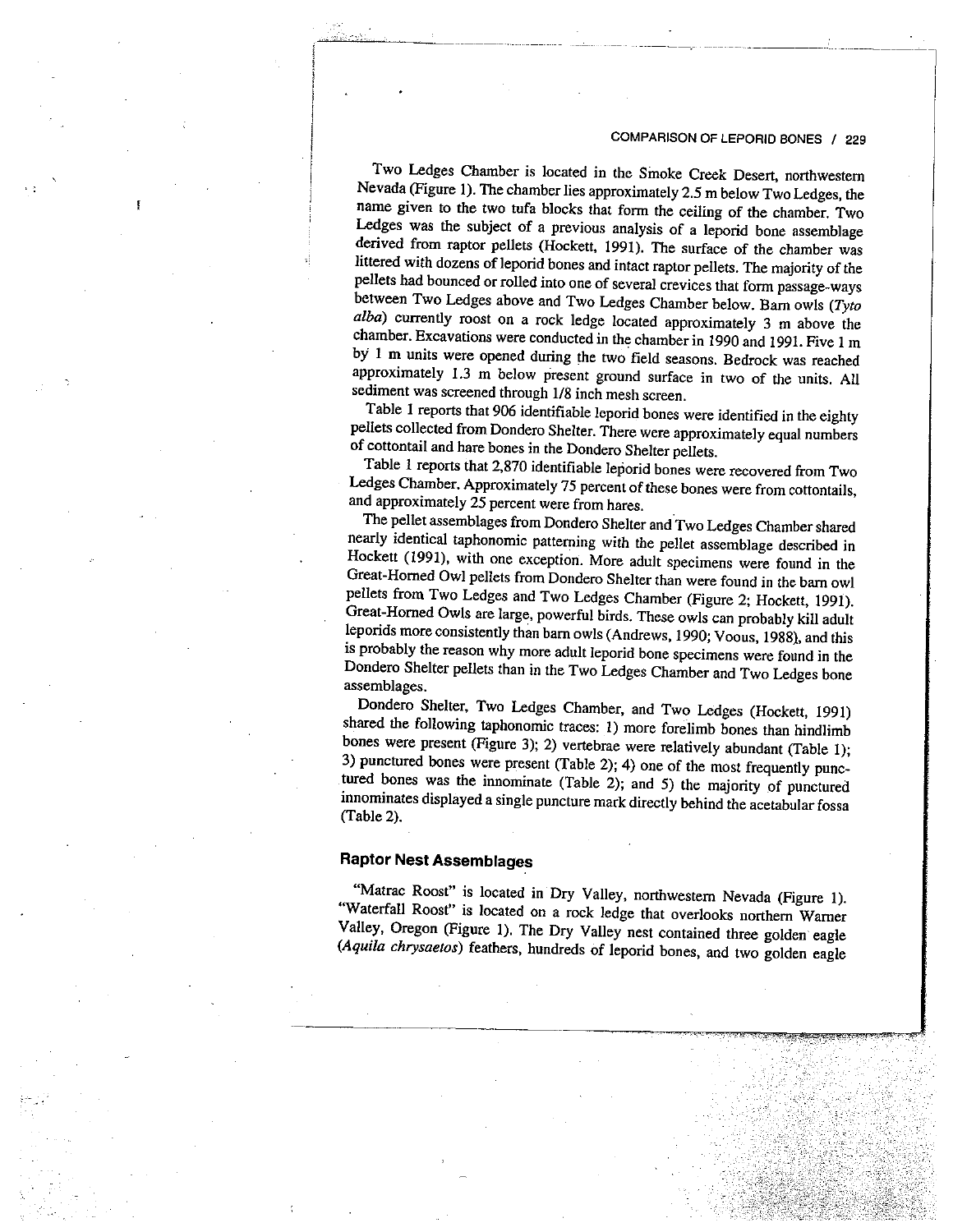Two Ledges Chamber is located in the Smoke Creek Desert, northwestern Nevada (Figure 1). The chamber lies approximately 2.5 m below Two Ledges, the name given to the two tufa blocks that form the ceiling of the chamber. Two Ledges was the subject of a previous analysis of a leporid bone assemblage derived from raptor pellets (Hockett, 1991). The surface of the chamber was littered with dozens of leporid bones and intact raptor pellets. The majority of the pellets had bounced or rolled into one of several crevices that form passage-ways between Two Ledges above and Two Ledges Chamber below. Barn owls (*Tyto alba*) currently roost on a rock ledge located approximately 3 m above the chamber. Excavations were conducted in the chamber in 1990 and 1991. Five 1 m by 1 m units were opened during the two field seasons. Bedrock was reached approximately 1.3 m below present ground surface in two of the units. All sediment was screened through 1/8 inch mesh screen.

Table 1 reports that 906 identifiable leporid bones were identified in the eighty pellets collected from Dondero Shelter. There were approximately equal numbers of cottontail and hare bones in the Dondero Shelter pellets.

Table 1 reports that 2,870 identifiable leporid bones were recovered from Two Ledges Chamber. Approximately 75 percent of these bones were from cottontails, and approximately 25 percent were from hares.

The pellet assemblages from Dondero Shelter and Two Ledges Chamber shared nearly identical taphonomic patterning with the pellet assemblage described in Hockett (1991), with one exception. More adult specimens were found in the Great-Horned Owl pellets from Dondero Shelter than were found in the barn owl pellets from Two Ledges and Two Ledges Chamber (Figure 2; Hockett, 1991). Great-Horned Owls are large, powerful birds. These owls can probably kill adult leporids more consistently than barn owls (Andrews, 1990; Voous, 1988), and this is probably the reason why more adult leporid bone specimens were found in the Dondero Shelter pellets than in the Two Ledges Chamber and Two Ledges bone assemblages.

Dondero Shelter, Two Ledges Chamber, and Two Ledges (Hockett, 1991) shared the following taphonomic traces: 1) more forelimb bones than hindlimb bones were present (Figure 3); 2) vertebrae were relatively abundant (Table 1); 3) punctured bones were present (Table 2); 4) one of the most frequently punctured bones was the innominate (Table 2); and 5) the majority of punctured innominates displayed a single puncture mark directly behind the acetabular fossa (Table 2).

## Raptor Nest Assemblages

"Matrac Roost" is located in Dry Valley, northwestern Nevada (Figure 1). "Waterfall Roost" is located on a rock ledge that overlooks northern Warner Valley, Oregon (Figure 1). The Dry Valley nest contained three golden eagle (*Aquila chrysaetos*) feathers, hundreds of leporid bones, and two golden eagle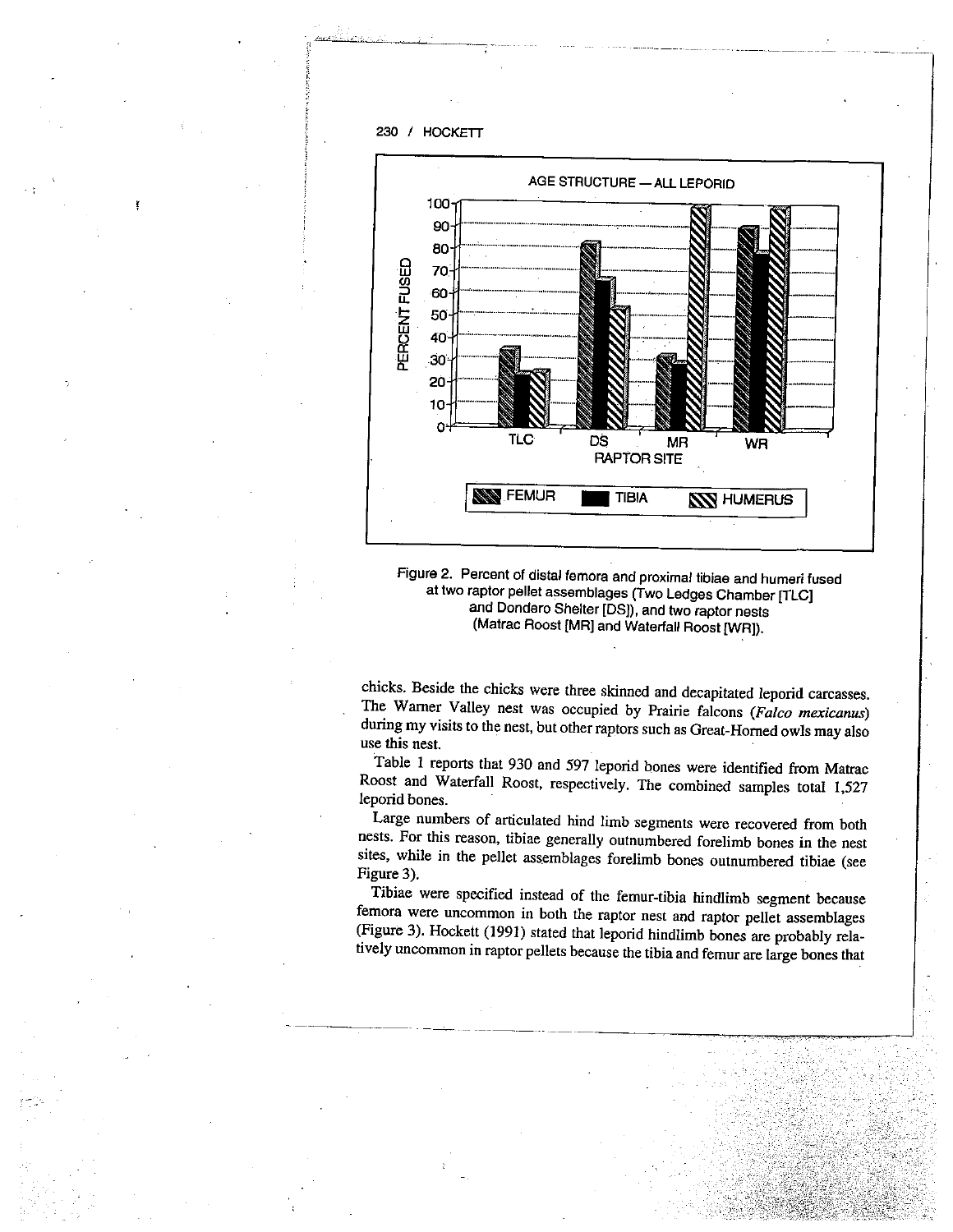Figure 2. Percent of distal femora and proximal tibiae and humeri fused at two raptor pellet assemblages (Two Ledges Chamber [TLC] and Dondero Shelter [DS]), and two raptor nests (Matrac Roost [MR] and Waterfall Roost [WR]).

chicks. Beside the chicks were three skinned and decapitated leporid carcasses. The Warner Valley nest was occupied by Prairie falcons (*Falco mexicanus*) during my visits to the nest, but other raptors such as Great-Horned owls may also use this nest.

Table 1 reports that 930 and 597 leporid bones were identified from Matrac Roost and Waterfall Roost, respectively. The combined samples total 1,527 leporid bones.

Large numbers of articulated hind limb segments were recovered from both nests. For this reason, tibiae generally outnumbered forelimb bones in the nest sites, while in the pellet assemblages forelimb bones outnumbered tibiae (see Figure 3).

Tibiae were specified instead of the femur-tibia hindlimb segment because femora were uncommon in both the raptor nest and raptor pellet assemblages (Figure 3). Hockett (1991) stated that leporid hindlimb bones are probably relatively uncommon in raptor pellets because the tibia and femur are large bones that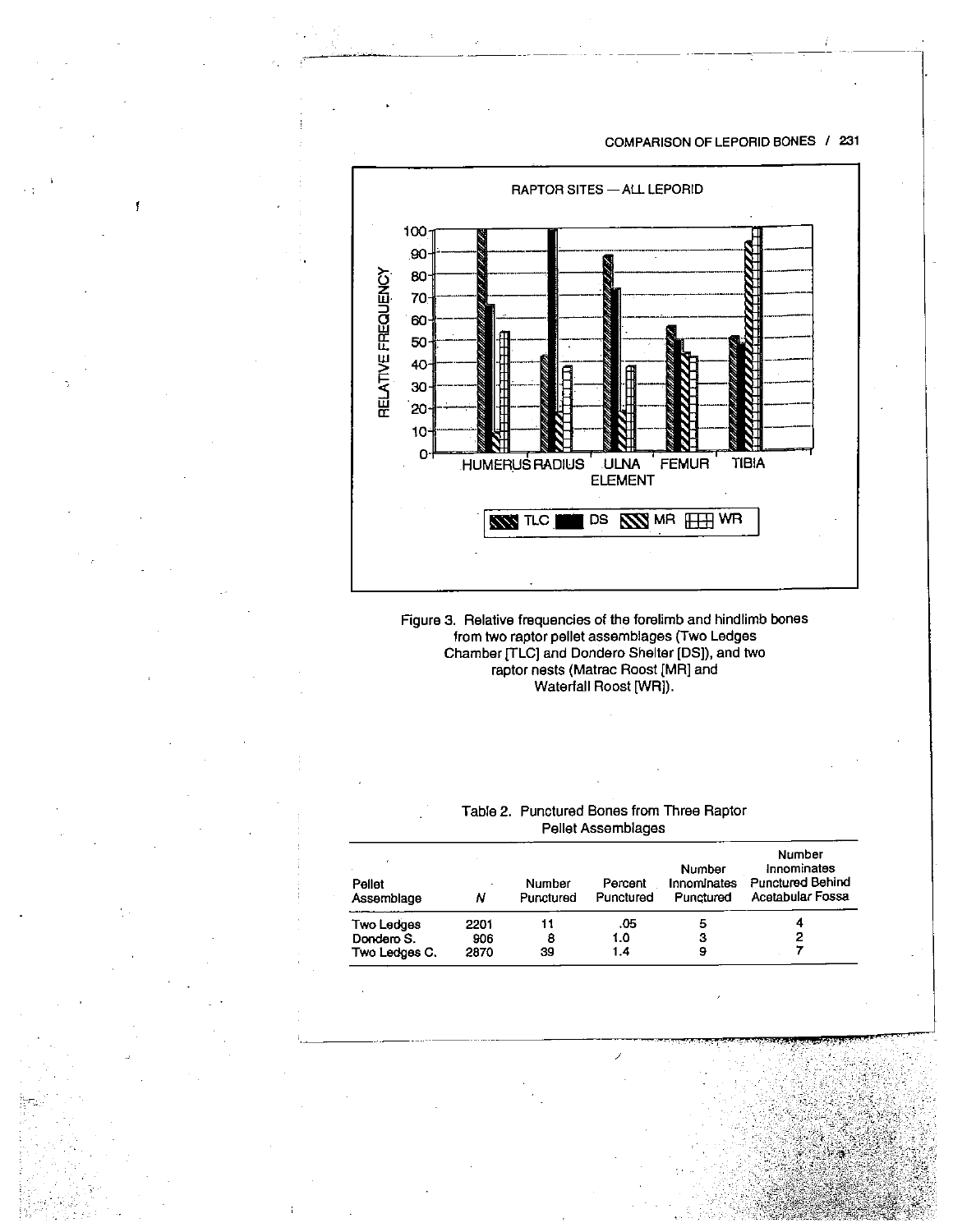Figure 3. Relative frequencies of the forelimb and hindlimb bones from two raptor pellet assemblages (Two Ledges Chamber [TLC] and Dondero Shelter [DS]), and two raptor nests (Matrac Roost [MR] and Waterfall Roost [WR]).

Table 2. Punctured Bones from Three Raptor Pellet Assemblages

| Pellet Assemblage | $N$ | Number Punctured | Percent Punctured | Number Innominates Punctured | Number Innominates Punctured Behind Acetabular Fossa |
|---|---|---|---|---|---|
| Two Ledges | 2201 | 11 | .05 | 5 | 4 |
| Dondero S. | 906 | 8 | 1.0 | 3 | 2 |
| Two Ledges C. | 2870 | 39 | 1.4 | 9 | 7 |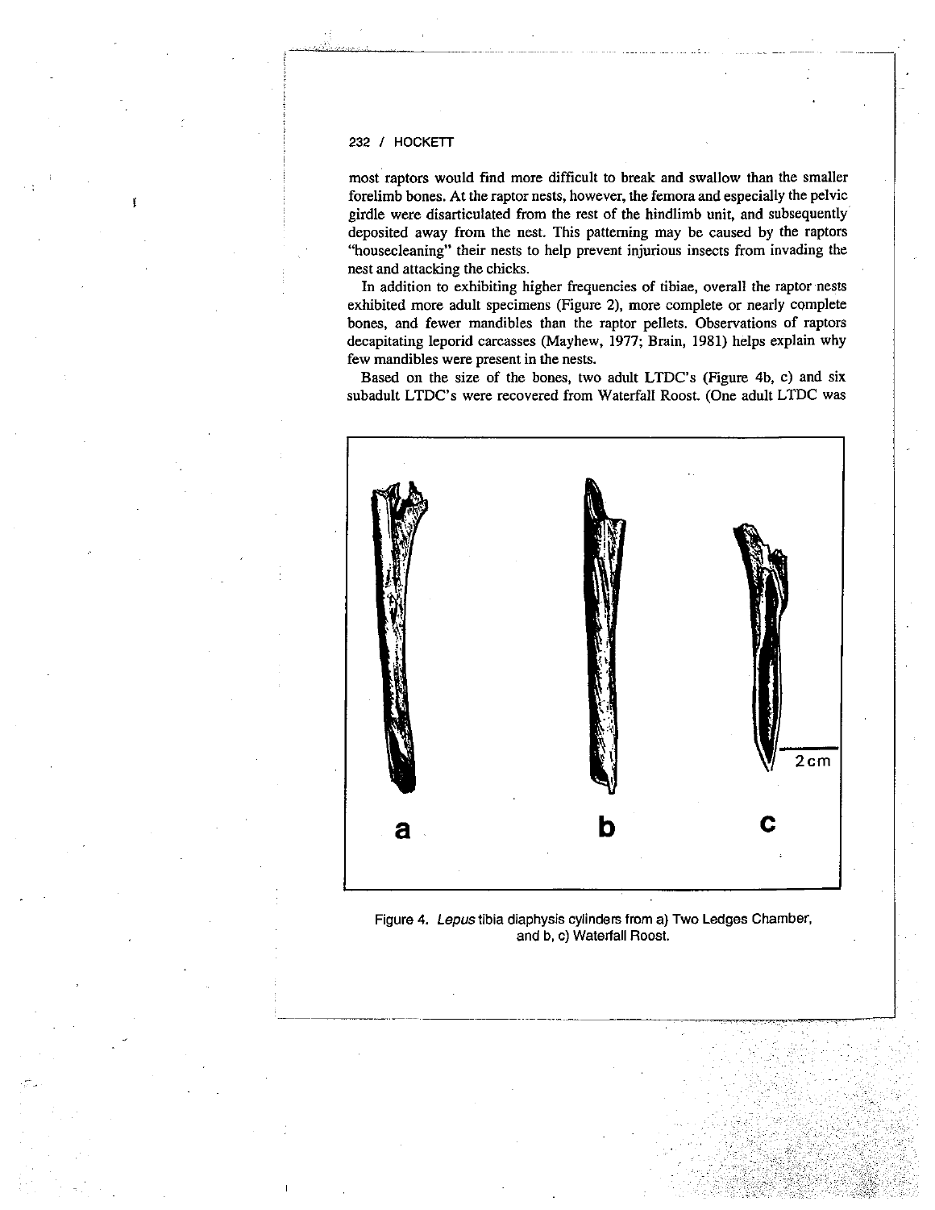most raptors would find more difficult to break and swallow than the smaller forelimb bones. At the raptor nests, however, the femora and especially the pelvic girdle were disarticulated from the rest of the hindlimb unit, and subsequently deposited away from the nest. This patterning may be caused by the raptors "housecleaning" their nests to help prevent injurious insects from invading the nest and attacking the chicks.

In addition to exhibiting higher frequencies of tibiae, overall the raptor nests exhibited more adult specimens (Figure 2), more complete or nearly complete bones, and fewer mandibles than the raptor pellets. Observations of raptors decapitating leporid carcasses (Mayhew, 1977; Brain, 1981) helps explain why few mandibles were present in the nests.

Based on the size of the bones, two adult LTDC's (Figure 4b, c) and six subadult LTDC's were recovered from Waterfall Roost. (One adult LTDC was

Figure 4. *Lepus* tibia diaphysis cylinders from a) Two Ledges Chamber, and b, c) Waterfall Roost.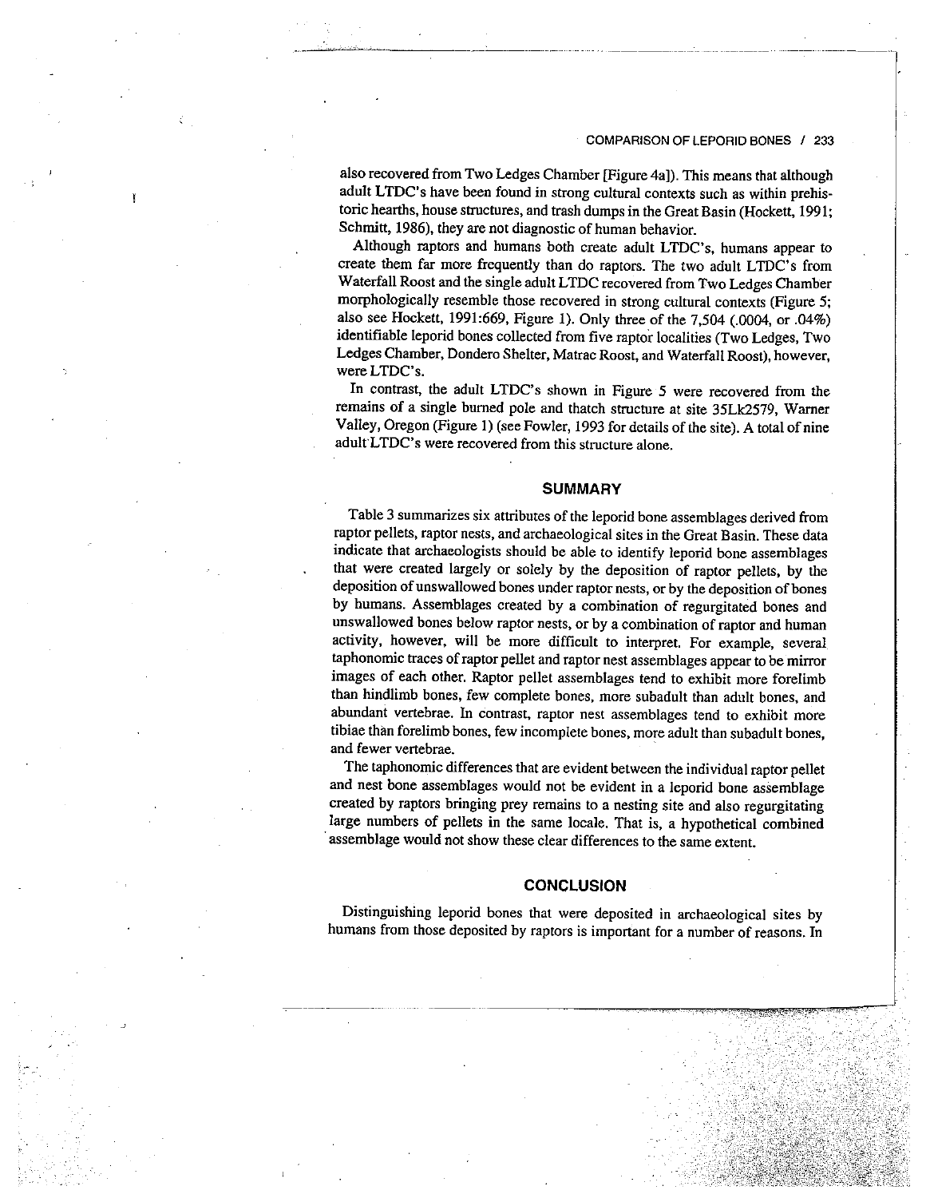also recovered from Two Ledges Chamber [Figure 4a]). This means that although adult LTDC's have been found in strong cultural contexts such as within prehistoric hearths, house structures, and trash dumps in the Great Basin (Hockett, 1991; Schmitt, 1986), they are not diagnostic of human behavior.

Although raptors and humans both create adult LTDC's, humans appear to create them far more frequently than do raptors. The two adult LTDC's from Waterfall Roost and the single adult LTDC recovered from Two Ledges Chamber morphologically resemble those recovered in strong cultural contexts (Figure 5; also see Hockett, 1991:669, Figure 1). Only three of the 7,504 (.0004, or .04%) identifiable leporid bones collected from five raptor localities (Two Ledges, Two Ledges Chamber, Dondero Shelter, Matrac Roost, and Waterfall Roost), however, were LTDC's.

In contrast, the adult LTDC's shown in Figure 5 were recovered from the remains of a single burned pole and thatch structure at site 35Lk2579, Warner Valley, Oregon (Figure 1) (see Fowler, 1993 for details of the site). A total of nine adult LTDC's were recovered from this structure alone.

## SUMMARY

Table 3 summarizes six attributes of the leporid bone assemblages derived from raptor pellets, raptor nests, and archaeological sites in the Great Basin. These data indicate that archaeologists should be able to identify leporid bone assemblages that were created largely or solely by the deposition of raptor pellets, by the deposition of unswallowed bones under raptor nests, or by the deposition of bones by humans. Assemblages created by a combination of regurgitated bones and unswallowed bones below raptor nests, or by a combination of raptor and human activity, however, will be more difficult to interpret. For example, several taphonomic traces of raptor pellet and raptor nest assemblages appear to be mirror images of each other. Raptor pellet assemblages tend to exhibit more forelimb than hindlimb bones, few complete bones, more subadult than adult bones, and abundant vertebrae. In contrast, raptor nest assemblages tend to exhibit more tibiae than forelimb bones, few incomplete bones, more adult than subadult bones, and fewer vertebrae.

The taphonomic differences that are evident between the individual raptor pellet and nest bone assemblages would not be evident in a leporid bone assemblage created by raptors bringing prey remains to a nesting site and also regurgitating large numbers of pellets in the same locale. That is, a hypothetical combined assemblage would not show these clear differences to the same extent.

## CONCLUSION

Distinguishing leporid bones that were deposited in archaeological sites by humans from those deposited by raptors is important for a number of reasons. In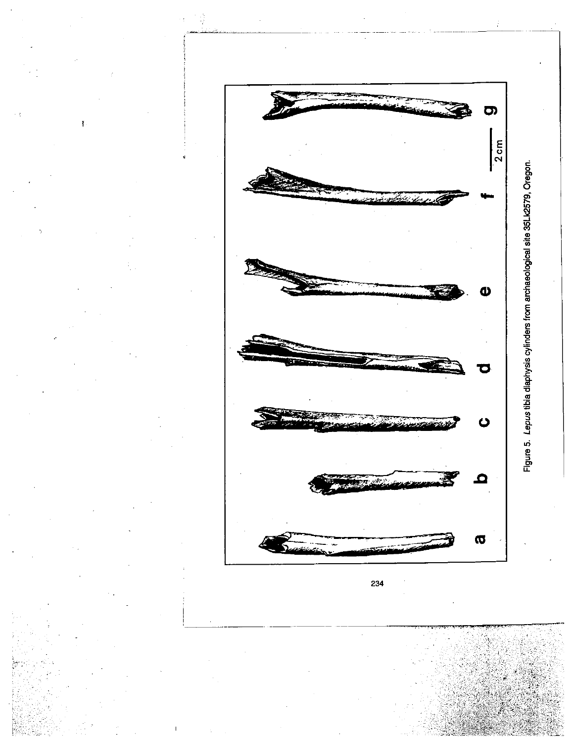Figure 5. *Lepus* tibia diaphysis cylinders from archaeological site 35LK2579, Oregon.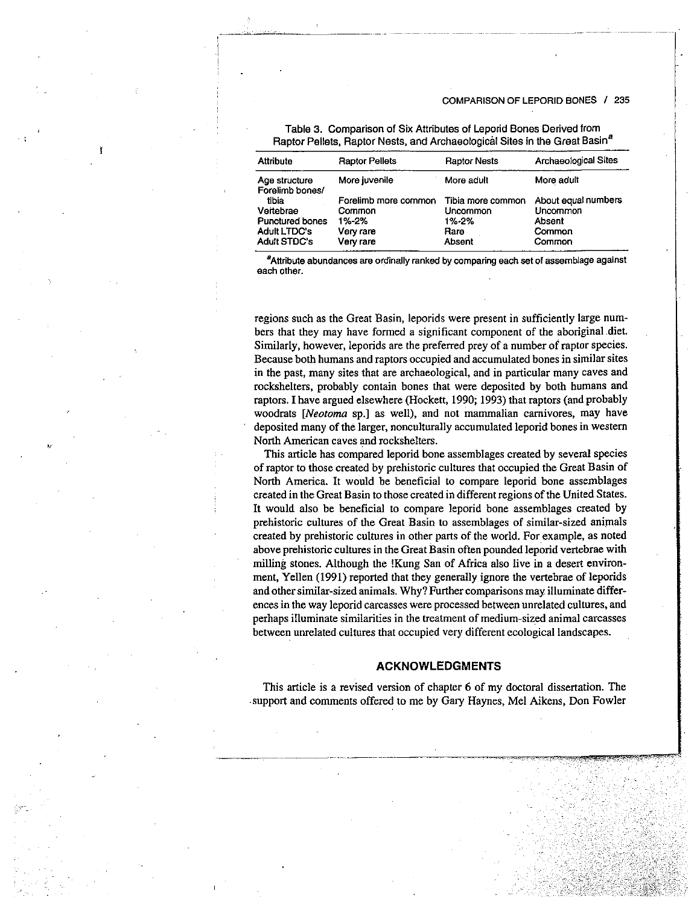Table 3. Comparison of Six Attributes of Leporid Bones Derived from Raptor Pellets, Raptor Nests, and Archaeological Sites in the Great Basin[a]

| Attribute | Raptor Pellets | Raptor Nests | Archaeological Sites |
|---|---|---|---|
| Age structure | More juvenile | More adult | More adult |
| Forelimb bones/ tibia | Forelimb more common | Tibia more common | About equal numbers |
| Vertebrae | Common | Uncommon | Uncommon |
| Punctured bones | 1%-2% | 1%-2% | Absent |
| Adult LTDC's | Very rare | Rare | Common |
| Adult STDC's | Very rare | Absent | Common |

[a]Attribute abundances are ordinally ranked by comparing each set of assemblage against each other.

regions such as the Great Basin, leporids were present in sufficiently large numbers that they may have formed a significant component of the aboriginal diet. Similarly, however, leporids are the preferred prey of a number of raptor species. Because both humans and raptors occupied and accumulated bones in similar sites in the past, many sites that are archaeological, and in particular many caves and rockshelters, probably contain bones that were deposited by both humans and raptors. I have argued elsewhere (Hockett, 1990; 1993) that raptors (and probably woodrats [*Neotoma* sp.] as well), and not mammalian carnivores, may have deposited many of the larger, nonculturally accumulated leporid bones in western North American caves and rockshelters.

This article has compared leporid bone assemblages created by several species of raptor to those created by prehistoric cultures that occupied the Great Basin of North America. It would be beneficial to compare leporid bone assemblages created in the Great Basin to those created in different regions of the United States. It would also be beneficial to compare leporid bone assemblages created by prehistoric cultures of the Great Basin to assemblages of similar-sized animals created by prehistoric cultures in other parts of the world. For example, as noted above prehistoric cultures in the Great Basin often pounded leporid vertebrae with milling stones. Although the !Kung San of Africa also live in a desert environment, Yellen (1991) reported that they generally ignore the vertebrae of leporids and other similar-sized animals. Why? Further comparisons may illuminate differences in the way leporid carcasses were processed between unrelated cultures, and perhaps illuminate similarities in the treatment of medium-sized animal carcasses between unrelated cultures that occupied very different ecological landscapes.

## ACKNOWLEDGMENTS

This article is a revised version of chapter 6 of my doctoral dissertation. The support and comments offered to me by Gary Haynes, Mel Aikens, Don Fowler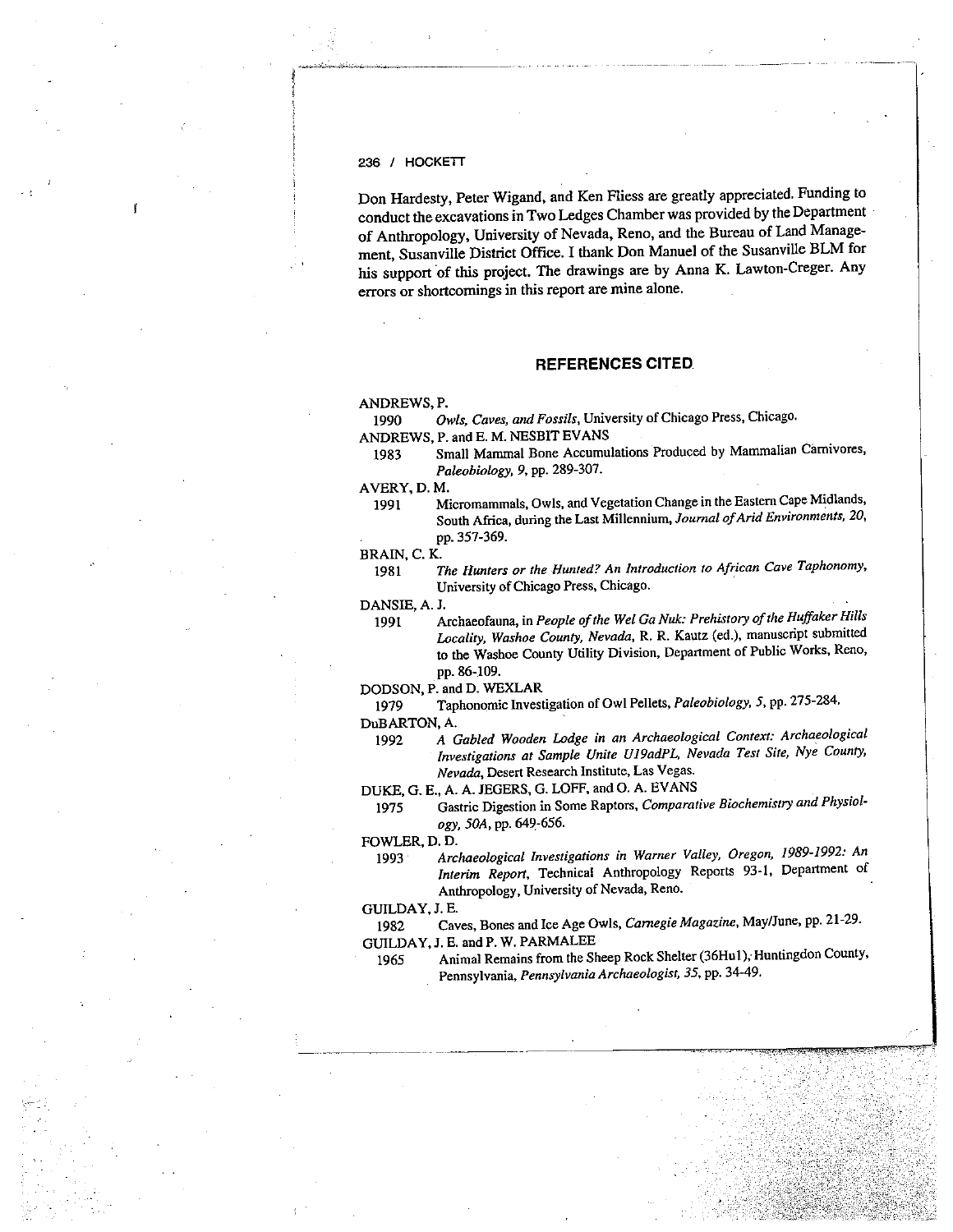Don Hardesty, Peter Wigand, and Ken Fliess are greatly appreciated. Funding to conduct the excavations in Two Ledges Chamber was provided by the Department of Anthropology, University of Nevada, Reno, and the Bureau of Land Management, Susanville District Office. I thank Don Manuel of the Susanville BLM for his support of this project. The drawings are by Anna K. Lawton-Creger. Any errors or shortcomings in this report are mine alone.

## REFERENCES CITED

ANDREWS, P.

1990 *Owls, Caves, and Fossils*, University of Chicago Press, Chicago.

ANDREWS, P. and E. M. NESBIT EVANS

1983 Small Mammal Bone Accumulations Produced by Mammalian Carnivores, *Paleobiology, 9*, pp. 289-307.

AVERY, D. M.

1991 Micromammals, Owls, and Vegetation Change in the Eastern Cape Midlands, South Africa, during the Last Millennium, *Journal of Arid Environments, 20*, pp. 357-369.

BRAIN, C. K.

1981 *The Hunters or the Hunted? An Introduction to African Cave Taphonomy*, University of Chicago Press, Chicago.

DANSIE, A. J.

1991 Archaeofauna, in *People of the Wel Ga Nuk: Prehistory of the Huffaker Hills Locality, Washoe County, Nevada*, R. R. Kautz (ed.), manuscript submitted to the Washoe County Utility Division, Department of Public Works, Reno, pp. 86-109.

DODSON, P. and D. WEXLAR

1979 Taphonomic Investigation of Owl Pellets, *Paleobiology, 5*, pp. 275-284.

DuBARTON, A.

1992 *A Gabled Wooden Lodge in an Archaeological Context: Archaeological Investigations at Sample Unite U19adPL, Nevada Test Site, Nye County, Nevada*, Desert Research Institute, Las Vegas.

DUKE, G. E., A. A. JEGERS, G. LOFF, and O. A. EVANS

1975 Gastric Digestion in Some Raptors, *Comparative Biochemistry and Physiology, 50A*, pp. 649-656.

FOWLER, D. D.

1993 *Archaeological Investigations in Warner Valley, Oregon, 1989-1992: An Interim Report*, Technical Anthropology Reports 93-1, Department of Anthropology, University of Nevada, Reno.

GUILDAY, J. E.

1982 Caves, Bones and Ice Age Owls, *Carnegie Magazine*, May/June, pp. 21-29.

GUILDAY, J. E. and P. W. PARMALEE

1965 Animal Remains from the Sheep Rock Shelter (36Hu1), Huntingdon County, Pennsylvania, *Pennsylvania Archaeologist, 35*, pp. 34-49.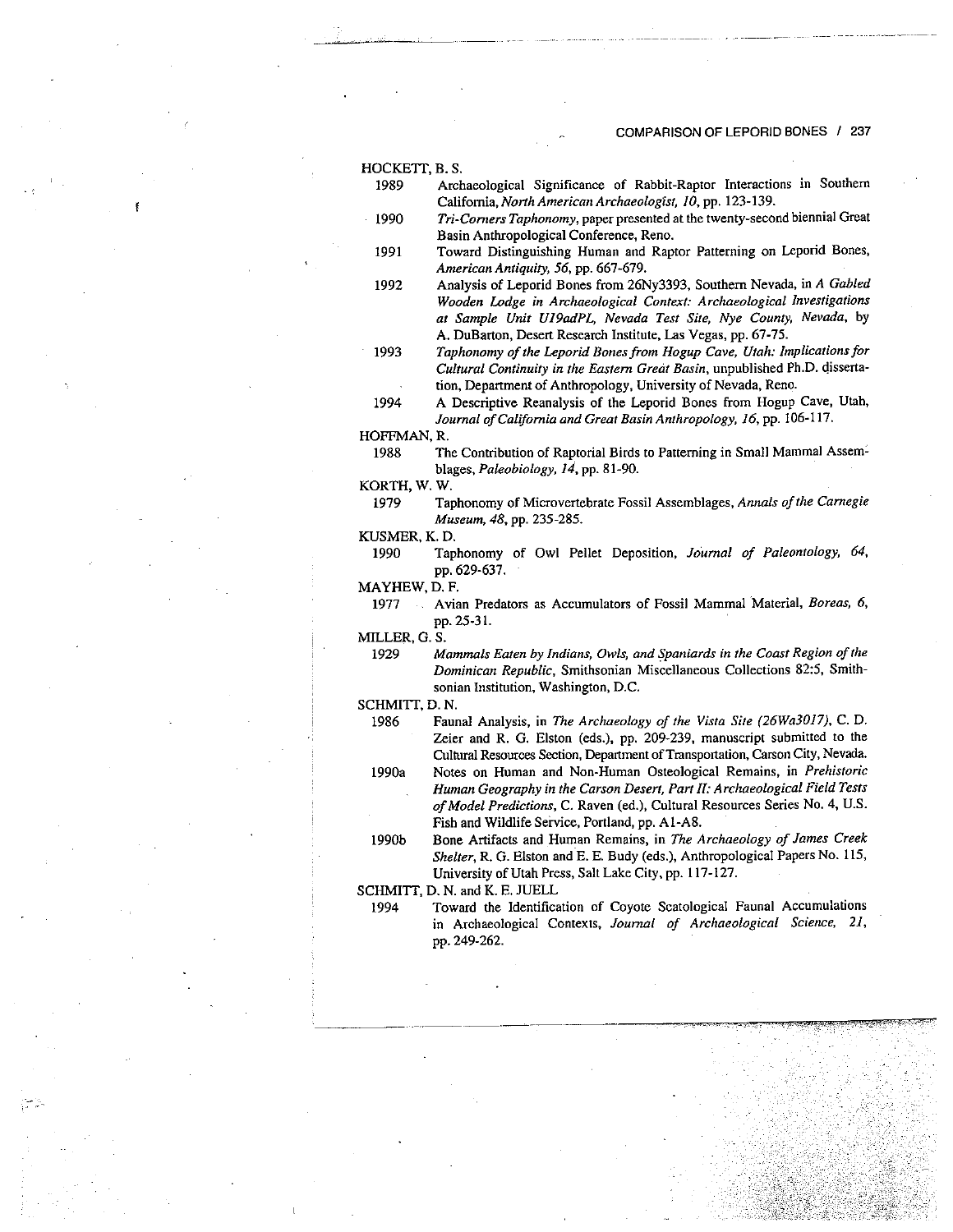HOCKETT, B. S.

1989 Archaeological Significance of Rabbit-Raptor Interactions in Southern California, *North American Archaeologist, 10*, pp. 123-139.

1990 *Tri-Corners Taphonomy*, paper presented at the twenty-second biennial Great Basin Anthropological Conference, Reno.

1991 Toward Distinguishing Human and Raptor Patterning on Leporid Bones, *American Antiquity, 56*, pp. 667-679.

1992 Analysis of Leporid Bones from 26Ny3393, Southern Nevada, in *A Gabled Wooden Lodge in Archaeological Context: Archaeological Investigations at Sample Unit U19adPL, Nevada Test Site, Nye County, Nevada*, by A. DuBarton, Desert Research Institute, Las Vegas, pp. 67-75.

1993 *Taphonomy of the Leporid Bones from Hogup Cave, Utah: Implications for Cultural Continuity in the Eastern Great Basin*, unpublished Ph.D. dissertation, Department of Anthropology, University of Nevada, Reno.

1994 A Descriptive Reanalysis of the Leporid Bones from Hogup Cave, Utah, *Journal of California and Great Basin Anthropology, 16*, pp. 106-117.

HOFFMAN, R.

1988 The Contribution of Raptorial Birds to Patterning in Small Mammal Assemblages, *Paleobiology, 14*, pp. 81-90.

KORTH, W. W.

1979 Taphonomy of Microvertebrate Fossil Assemblages, *Annals of the Carnegie Museum, 48*, pp. 235-285.

KUSMER, K. D.

1990 Taphonomy of Owl Pellet Deposition, *Journal of Paleontology, 64*, pp. 629-637.

MAYHEW, D. F.

1977 Avian Predators as Accumulators of Fossil Mammal Material, *Boreas, 6*, pp. 25-31.

MILLER, G. S.

1929 *Mammals Eaten by Indians, Owls, and Spaniards in the Coast Region of the Dominican Republic*, Smithsonian Miscellaneous Collections 82:5, Smithsonian Institution, Washington, D.C.

SCHMITT, D. N.

1986 Faunal Analysis, in *The Archaeology of the Vista Site (26Wa3017)*, C. D. Zeier and R. G. Elston (eds.), pp. 209-239, manuscript submitted to the Cultural Resources Section, Department of Transportation, Carson City, Nevada.

1990a Notes on Human and Non-Human Osteological Remains, in *Prehistoric Human Geography in the Carson Desert, Part II: Archaeological Field Tests of Model Predictions*, C. Raven (ed.), Cultural Resources Series No. 4, U.S. Fish and Wildlife Service, Portland, pp. A1-A8.

1990b Bone Artifacts and Human Remains, in *The Archaeology of James Creek Shelter*, R. G. Elston and E. E. Budy (eds.), Anthropological Papers No. 115, University of Utah Press, Salt Lake City, pp. 117-127.

SCHMITT, D. N. and K. E. JUELL

1994 Toward the Identification of Coyote Scatological Faunal Accumulations in Archaeological Contexts, *Journal of Archaeological Science, 21*, pp. 249-262.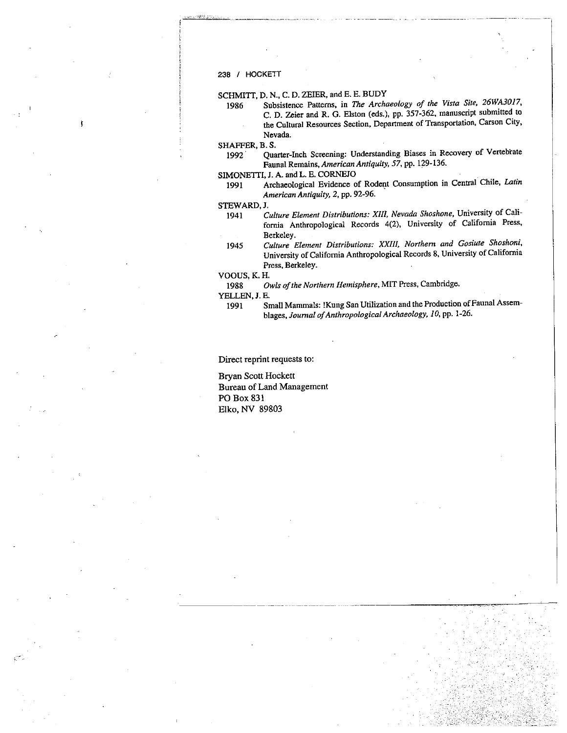SCHMITT, D. N., C. D. ZEIER, and E. E. BUDY

1986 Subsistence Patterns, in *The Archaeology of the Vista Site, 26WA3017*, C. D. Zeier and R. G. Elston (eds.), pp. 357-362, manuscript submitted to the Cultural Resources Section, Department of Transportation, Carson City, Nevada.

SHAFFER, B. S.

1992 Quarter-Inch Screening: Understanding Biases in Recovery of Vertebrate Faunal Remains, *American Antiquity, 57*, pp. 129-136.

SIMONETTI, J. A. and L. E. CORNEJO

1991 Archaeological Evidence of Rodent Consumption in Central Chile, *Latin American Antiquity, 2*, pp. 92-96.

STEWARD, J.

1941 *Culture Element Distributions: XIII, Nevada Shoshone*, University of California Anthropological Records 4(2), University of California Press, Berkeley.

1945 *Culture Element Distributions: XXIII, Northern and Gosiute Shoshoni*, University of California Anthropological Records 8, University of California Press, Berkeley.

VOOUS, K. H.

1988 *Owls of the Northern Hemisphere*, MIT Press, Cambridge.

YELLEN, J. E.

1991 Small Mammals: !Kung San Utilization and the Production of Faunal Assemblages, *Journal of Anthropological Archaeology, 10*, pp. 1-26.

Direct reprint requests to:

Bryan Scott Hockett
Bureau of Land Management
PO Box 831
Elko, NV 89803